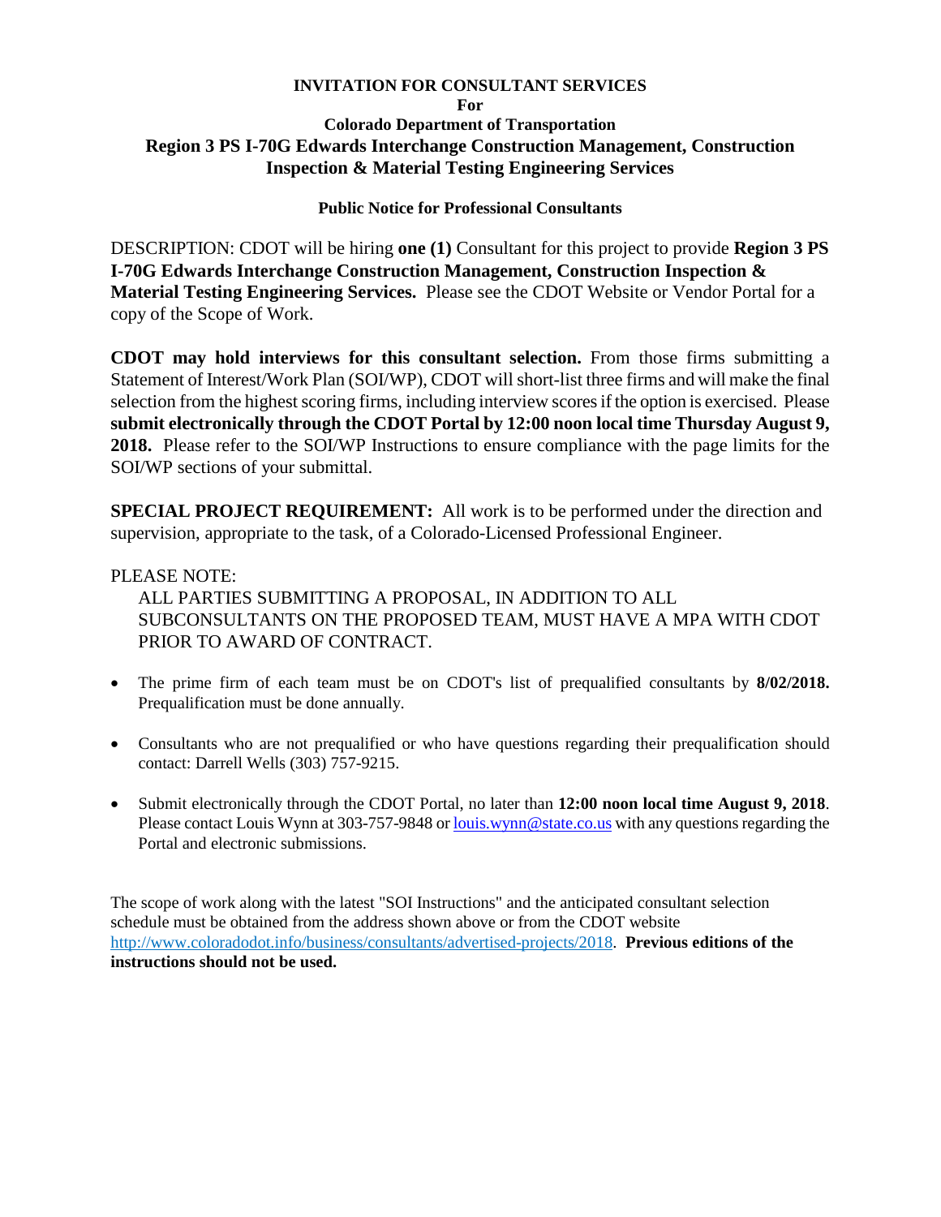**INVITATION FOR CONSULTANT SERVICES**

**For**

**Colorado Department of Transportation**

# Region 3 PS I-70G Edwards Interchange Construction Management, Construction Inspection & Material Testing Engineering Services

**Public Notice for Professional Consultants**

DESCRIPTION: CDOT will be hiring **one (1)** Consultant for this project to provide **Region 3 PS I-70G Edwards Interchange Construction Management, Construction Inspection & Material Testing Engineering Services.** Please see the CDOT Website or Vendor Portal for a copy of the Scope of Work.

**CDOT may hold interviews for this consultant selection.** From those firms submitting a Statement of Interest/Work Plan (SOI/WP), CDOT will short-list three firms and will make the final selection from the highest scoring firms, including interview scores if the option is exercised. Please **submit electronically through the CDOT Portal by 12:00 noon local time Thursday August 9, 2018.** Please refer to the SOI/WP Instructions to ensure compliance with the page limits for the SOI/WP sections of your submittal.

**SPECIAL PROJECT REQUIREMENT:** All work is to be performed under the direction and supervision, appropriate to the task, of a Colorado-Licensed Professional Engineer.

PLEASE NOTE:

ALL PARTIES SUBMITTING A PROPOSAL, IN ADDITION TO ALL SUBCONSULTANTS ON THE PROPOSED TEAM, MUST HAVE A MPA WITH CDOT PRIOR TO AWARD OF CONTRACT.

- The prime firm of each team must be on CDOT's list of prequalified consultants by **8/02/2018.** Prequalification must be done annually.
- Consultants who are not prequalified or who have questions regarding their prequalification should contact: Darrell Wells (303) 757-9215.
- Submit electronically through the CDOT Portal, no later than **12:00 noon local time August 9, 2018**. Please contact Louis Wynn at 303-757-9848 or louis.wynn@state.co.us with any questions regarding the Portal and electronic submissions.

The scope of work along with the latest "SOI Instructions" and the anticipated consultant selection schedule must be obtained from the address shown above or from the CDOT website http://www.coloradodot.info/business/consultants/advertised-projects/2018. **Previous editions of the instructions should not be used.**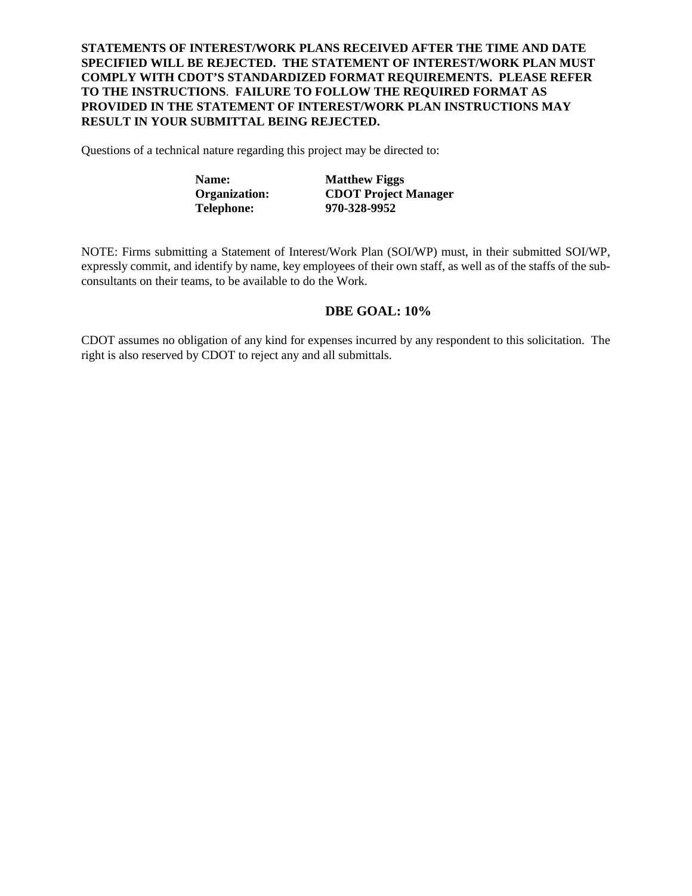**STATEMENTS OF INTEREST/WORK PLANS RECEIVED AFTER THE TIME AND DATE SPECIFIED WILL BE REJECTED. THE STATEMENT OF INTEREST/WORK PLAN MUST COMPLY WITH CDOT'S STANDARDIZED FORMAT REQUIREMENTS. PLEASE REFER TO THE INSTRUCTIONS. FAILURE TO FOLLOW THE REQUIRED FORMAT AS PROVIDED IN THE STATEMENT OF INTEREST/WORK PLAN INSTRUCTIONS MAY RESULT IN YOUR SUBMITTAL BEING REJECTED.**

Questions of a technical nature regarding this project may be directed to:

| | |
|---|---|
| **Name:** | **Matthew Figgs** |
| **Organization:** | **CDOT Project Manager** |
| **Telephone:** | **970-328-9952** |

NOTE: Firms submitting a Statement of Interest/Work Plan (SOI/WP) must, in their submitted SOI/WP, expressly commit, and identify by name, key employees of their own staff, as well as of the staffs of the sub-consultants on their teams, to be available to do the Work.

### DBE GOAL: 10%

CDOT assumes no obligation of any kind for expenses incurred by any respondent to this solicitation. The right is also reserved by CDOT to reject any and all submittals.